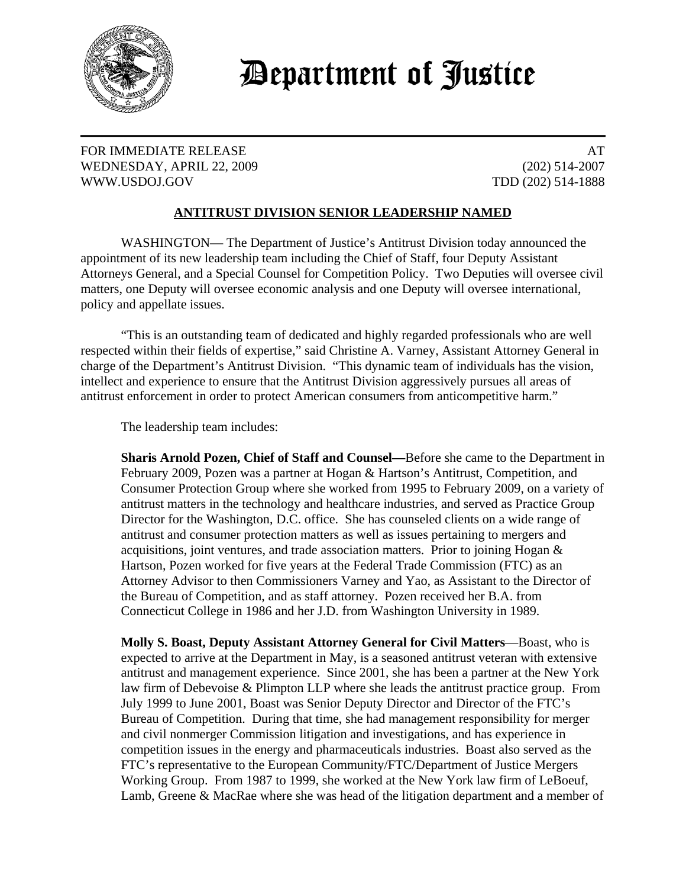# Department of Justice

FOR IMMEDIATE RELEASE
WEDNESDAY, APRIL 22, 2009
WWW.USDOJ.GOV

AT
(202) 514-2007
TDD (202) 514-1888

## ANTITRUST DIVISION SENIOR LEADERSHIP NAMED

WASHINGTON— The Department of Justice's Antitrust Division today announced the appointment of its new leadership team including the Chief of Staff, four Deputy Assistant Attorneys General, and a Special Counsel for Competition Policy. Two Deputies will oversee civil matters, one Deputy will oversee economic analysis and one Deputy will oversee international, policy and appellate issues.

"This is an outstanding team of dedicated and highly regarded professionals who are well respected within their fields of expertise," said Christine A. Varney, Assistant Attorney General in charge of the Department's Antitrust Division. "This dynamic team of individuals has the vision, intellect and experience to ensure that the Antitrust Division aggressively pursues all areas of antitrust enforcement in order to protect American consumers from anticompetitive harm."

The leadership team includes:

**Sharis Arnold Pozen, Chief of Staff and Counsel—**Before she came to the Department in February 2009, Pozen was a partner at Hogan & Hartson's Antitrust, Competition, and Consumer Protection Group where she worked from 1995 to February 2009, on a variety of antitrust matters in the technology and healthcare industries, and served as Practice Group Director for the Washington, D.C. office. She has counseled clients on a wide range of antitrust and consumer protection matters as well as issues pertaining to mergers and acquisitions, joint ventures, and trade association matters. Prior to joining Hogan & Hartson, Pozen worked for five years at the Federal Trade Commission (FTC) as an Attorney Advisor to then Commissioners Varney and Yao, as Assistant to the Director of the Bureau of Competition, and as staff attorney. Pozen received her B.A. from Connecticut College in 1986 and her J.D. from Washington University in 1989.

**Molly S. Boast, Deputy Assistant Attorney General for Civil Matters**—Boast, who is expected to arrive at the Department in May, is a seasoned antitrust veteran with extensive antitrust and management experience. Since 2001, she has been a partner at the New York law firm of Debevoise & Plimpton LLP where she leads the antitrust practice group. From July 1999 to June 2001, Boast was Senior Deputy Director and Director of the FTC's Bureau of Competition. During that time, she had management responsibility for merger and civil nonmerger Commission litigation and investigations, and has experience in competition issues in the energy and pharmaceuticals industries. Boast also served as the FTC's representative to the European Community/FTC/Department of Justice Mergers Working Group. From 1987 to 1999, she worked at the New York law firm of LeBoeuf, Lamb, Greene & MacRae where she was head of the litigation department and a member of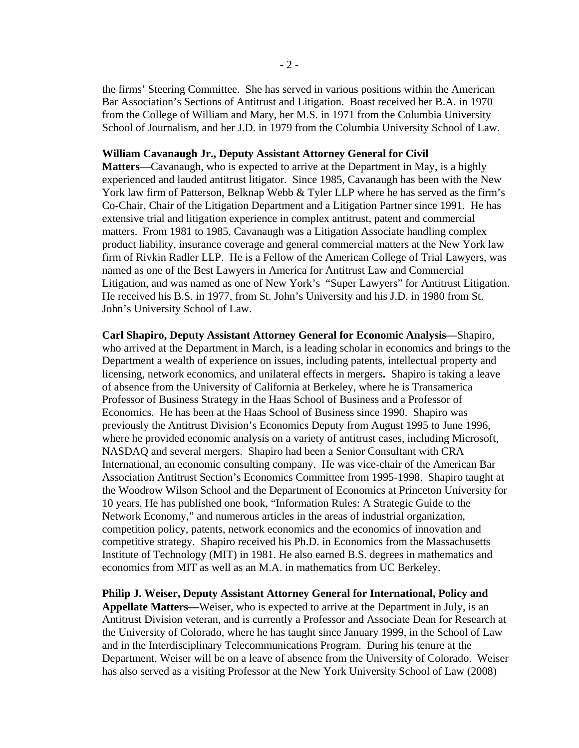the firms' Steering Committee. She has served in various positions within the American Bar Association's Sections of Antitrust and Litigation. Boast received her B.A. in 1970 from the College of William and Mary, her M.S. in 1971 from the Columbia University School of Journalism, and her J.D. in 1979 from the Columbia University School of Law.

**William Cavanaugh Jr., Deputy Assistant Attorney General for Civil Matters**—Cavanaugh, who is expected to arrive at the Department in May, is a highly experienced and lauded antitrust litigator. Since 1985, Cavanaugh has been with the New York law firm of Patterson, Belknap Webb & Tyler LLP where he has served as the firm's Co-Chair, Chair of the Litigation Department and a Litigation Partner since 1991. He has extensive trial and litigation experience in complex antitrust, patent and commercial matters. From 1981 to 1985, Cavanaugh was a Litigation Associate handling complex product liability, insurance coverage and general commercial matters at the New York law firm of Rivkin Radler LLP. He is a Fellow of the American College of Trial Lawyers, was named as one of the Best Lawyers in America for Antitrust Law and Commercial Litigation, and was named as one of New York's "Super Lawyers" for Antitrust Litigation. He received his B.S. in 1977, from St. John's University and his J.D. in 1980 from St. John's University School of Law.

**Carl Shapiro, Deputy Assistant Attorney General for Economic Analysis—**Shapiro, who arrived at the Department in March, is a leading scholar in economics and brings to the Department a wealth of experience on issues, including patents, intellectual property and licensing, network economics, and unilateral effects in mergers**.** Shapiro is taking a leave of absence from the University of California at Berkeley, where he is Transamerica Professor of Business Strategy in the Haas School of Business and a Professor of Economics. He has been at the Haas School of Business since 1990. Shapiro was previously the Antitrust Division's Economics Deputy from August 1995 to June 1996, where he provided economic analysis on a variety of antitrust cases, including Microsoft, NASDAQ and several mergers. Shapiro had been a Senior Consultant with CRA International, an economic consulting company. He was vice-chair of the American Bar Association Antitrust Section's Economics Committee from 1995-1998. Shapiro taught at the Woodrow Wilson School and the Department of Economics at Princeton University for 10 years. He has published one book, "Information Rules: A Strategic Guide to the Network Economy," and numerous articles in the areas of industrial organization, competition policy, patents, network economics and the economics of innovation and competitive strategy. Shapiro received his Ph.D. in Economics from the Massachusetts Institute of Technology (MIT) in 1981. He also earned B.S. degrees in mathematics and economics from MIT as well as an M.A. in mathematics from UC Berkeley.

**Philip J. Weiser, Deputy Assistant Attorney General for International, Policy and Appellate Matters—**Weiser, who is expected to arrive at the Department in July, is an Antitrust Division veteran, and is currently a Professor and Associate Dean for Research at the University of Colorado, where he has taught since January 1999, in the School of Law and in the Interdisciplinary Telecommunications Program. During his tenure at the Department, Weiser will be on a leave of absence from the University of Colorado. Weiser has also served as a visiting Professor at the New York University School of Law (2008)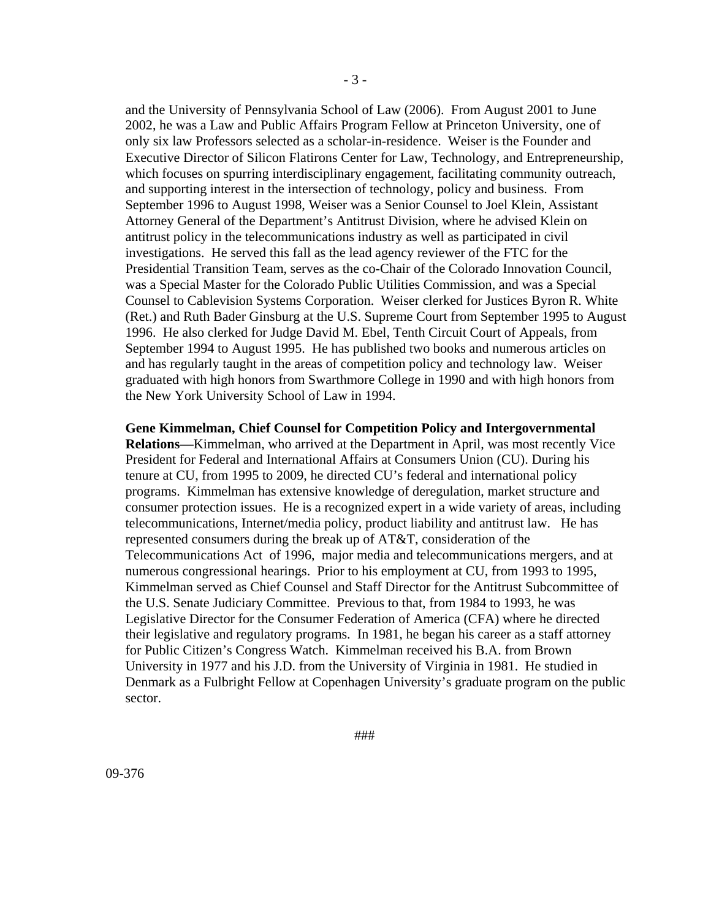and the University of Pennsylvania School of Law (2006). From August 2001 to June 2002, he was a Law and Public Affairs Program Fellow at Princeton University, one of only six law Professors selected as a scholar-in-residence. Weiser is the Founder and Executive Director of Silicon Flatirons Center for Law, Technology, and Entrepreneurship, which focuses on spurring interdisciplinary engagement, facilitating community outreach, and supporting interest in the intersection of technology, policy and business. From September 1996 to August 1998, Weiser was a Senior Counsel to Joel Klein, Assistant Attorney General of the Department's Antitrust Division, where he advised Klein on antitrust policy in the telecommunications industry as well as participated in civil investigations. He served this fall as the lead agency reviewer of the FTC for the Presidential Transition Team, serves as the co-Chair of the Colorado Innovation Council, was a Special Master for the Colorado Public Utilities Commission, and was a Special Counsel to Cablevision Systems Corporation. Weiser clerked for Justices Byron R. White (Ret.) and Ruth Bader Ginsburg at the U.S. Supreme Court from September 1995 to August 1996. He also clerked for Judge David M. Ebel, Tenth Circuit Court of Appeals, from September 1994 to August 1995. He has published two books and numerous articles on and has regularly taught in the areas of competition policy and technology law. Weiser graduated with high honors from Swarthmore College in 1990 and with high honors from the New York University School of Law in 1994.

**Gene Kimmelman, Chief Counsel for Competition Policy and Intergovernmental Relations—**Kimmelman, who arrived at the Department in April, was most recently Vice President for Federal and International Affairs at Consumers Union (CU). During his tenure at CU, from 1995 to 2009, he directed CU's federal and international policy programs. Kimmelman has extensive knowledge of deregulation, market structure and consumer protection issues. He is a recognized expert in a wide variety of areas, including telecommunications, Internet/media policy, product liability and antitrust law. He has represented consumers during the break up of AT&T, consideration of the Telecommunications Act of 1996, major media and telecommunications mergers, and at numerous congressional hearings. Prior to his employment at CU, from 1993 to 1995, Kimmelman served as Chief Counsel and Staff Director for the Antitrust Subcommittee of the U.S. Senate Judiciary Committee. Previous to that, from 1984 to 1993, he was Legislative Director for the Consumer Federation of America (CFA) where he directed their legislative and regulatory programs. In 1981, he began his career as a staff attorney for Public Citizen's Congress Watch. Kimmelman received his B.A. from Brown University in 1977 and his J.D. from the University of Virginia in 1981. He studied in Denmark as a Fulbright Fellow at Copenhagen University's graduate program on the public sector.

###

09-376